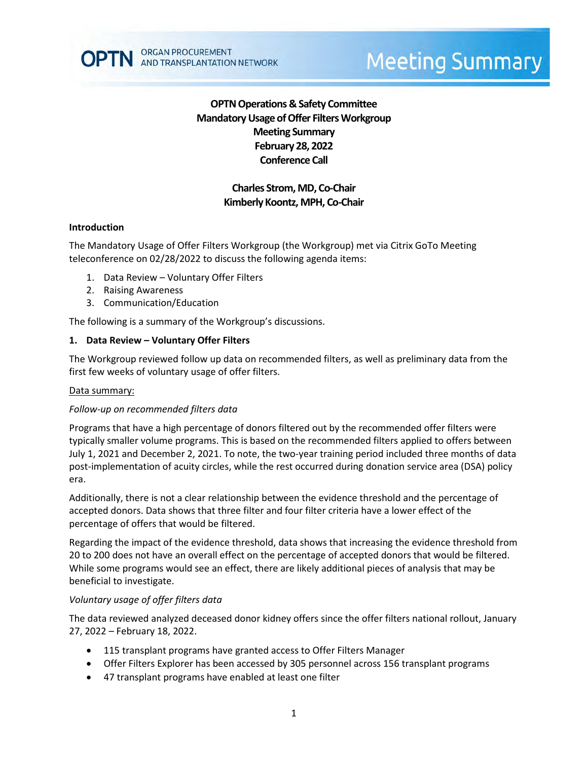OPTN ORGAN PROCUREMENT AND TRANSPLANTATION NETWORK

# Meeting Summary

**OPTN Operations & Safety Committee**
**Mandatory Usage of Offer Filters Workgroup**
**Meeting Summary**
**February 28, 2022**
**Conference Call**

**Charles Strom, MD, Co-Chair**
**Kimberly Koontz, MPH, Co-Chair**

## Introduction

The Mandatory Usage of Offer Filters Workgroup (the Workgroup) met via Citrix GoTo Meeting teleconference on 02/28/2022 to discuss the following agenda items:

1. Data Review – Voluntary Offer Filters
2. Raising Awareness
3. Communication/Education

The following is a summary of the Workgroup's discussions.

## 1. Data Review – Voluntary Offer Filters

The Workgroup reviewed follow up data on recommended filters, as well as preliminary data from the first few weeks of voluntary usage of offer filters.

Data summary:

*Follow-up on recommended filters data*

Programs that have a high percentage of donors filtered out by the recommended offer filters were typically smaller volume programs. This is based on the recommended filters applied to offers between July 1, 2021 and December 2, 2021. To note, the two-year training period included three months of data post-implementation of acuity circles, while the rest occurred during donation service area (DSA) policy era.

Additionally, there is not a clear relationship between the evidence threshold and the percentage of accepted donors. Data shows that three filter and four filter criteria have a lower effect of the percentage of offers that would be filtered.

Regarding the impact of the evidence threshold, data shows that increasing the evidence threshold from 20 to 200 does not have an overall effect on the percentage of accepted donors that would be filtered. While some programs would see an effect, there are likely additional pieces of analysis that may be beneficial to investigate.

*Voluntary usage of offer filters data*

The data reviewed analyzed deceased donor kidney offers since the offer filters national rollout, January 27, 2022 – February 18, 2022.

- 115 transplant programs have granted access to Offer Filters Manager
- Offer Filters Explorer has been accessed by 305 personnel across 156 transplant programs
- 47 transplant programs have enabled at least one filter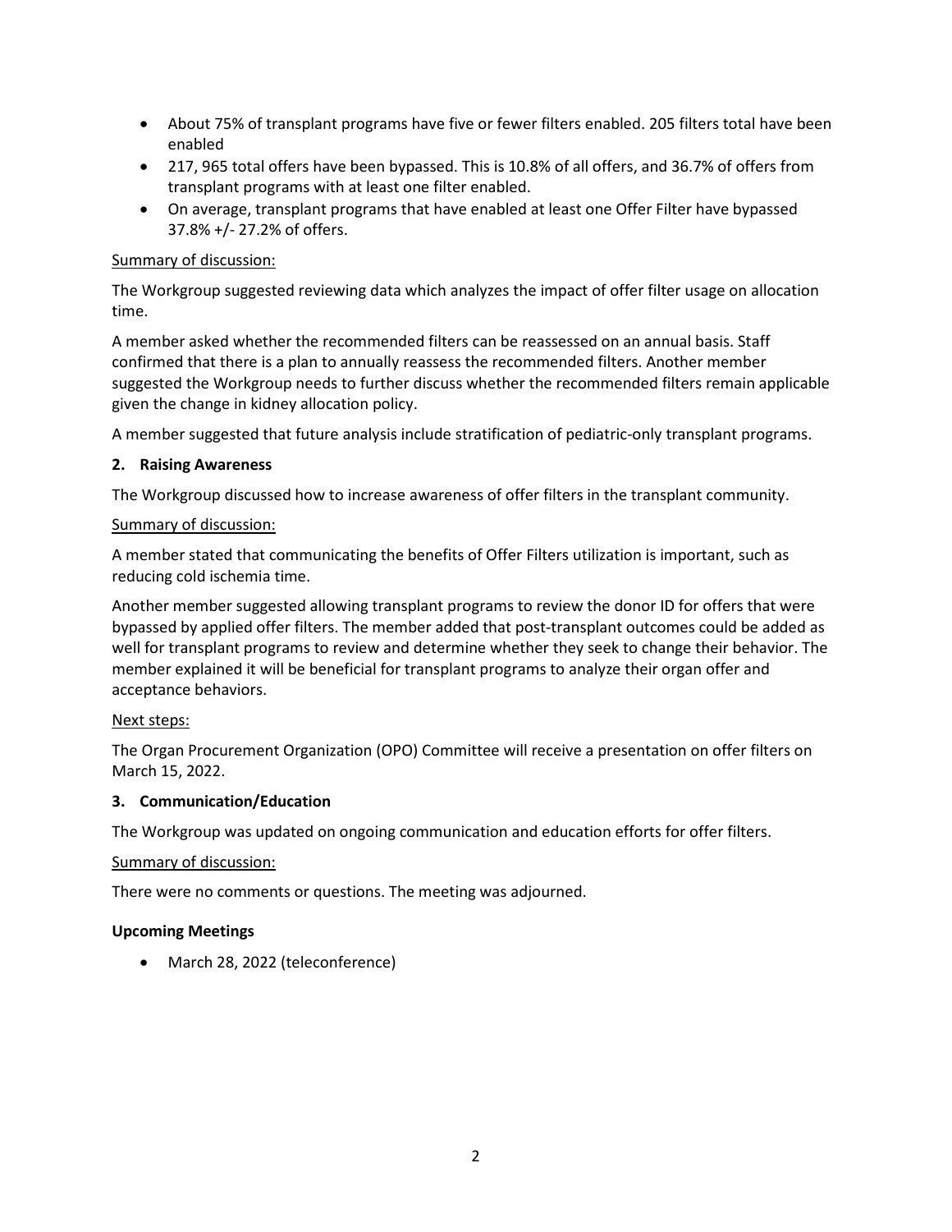- About 75% of transplant programs have five or fewer filters enabled. 205 filters total have been enabled
- 217, 965 total offers have been bypassed. This is 10.8% of all offers, and 36.7% of offers from transplant programs with at least one filter enabled.
- On average, transplant programs that have enabled at least one Offer Filter have bypassed 37.8% +/- 27.2% of offers.

Summary of discussion:

The Workgroup suggested reviewing data which analyzes the impact of offer filter usage on allocation time.

A member asked whether the recommended filters can be reassessed on an annual basis. Staff confirmed that there is a plan to annually reassess the recommended filters. Another member suggested the Workgroup needs to further discuss whether the recommended filters remain applicable given the change in kidney allocation policy.

A member suggested that future analysis include stratification of pediatric-only transplant programs.

**2. Raising Awareness**

The Workgroup discussed how to increase awareness of offer filters in the transplant community.

Summary of discussion:

A member stated that communicating the benefits of Offer Filters utilization is important, such as reducing cold ischemia time.

Another member suggested allowing transplant programs to review the donor ID for offers that were bypassed by applied offer filters. The member added that post-transplant outcomes could be added as well for transplant programs to review and determine whether they seek to change their behavior. The member explained it will be beneficial for transplant programs to analyze their organ offer and acceptance behaviors.

Next steps:

The Organ Procurement Organization (OPO) Committee will receive a presentation on offer filters on March 15, 2022.

**3. Communication/Education**

The Workgroup was updated on ongoing communication and education efforts for offer filters.

Summary of discussion:

There were no comments or questions. The meeting was adjourned.

**Upcoming Meetings**

- March 28, 2022 (teleconference)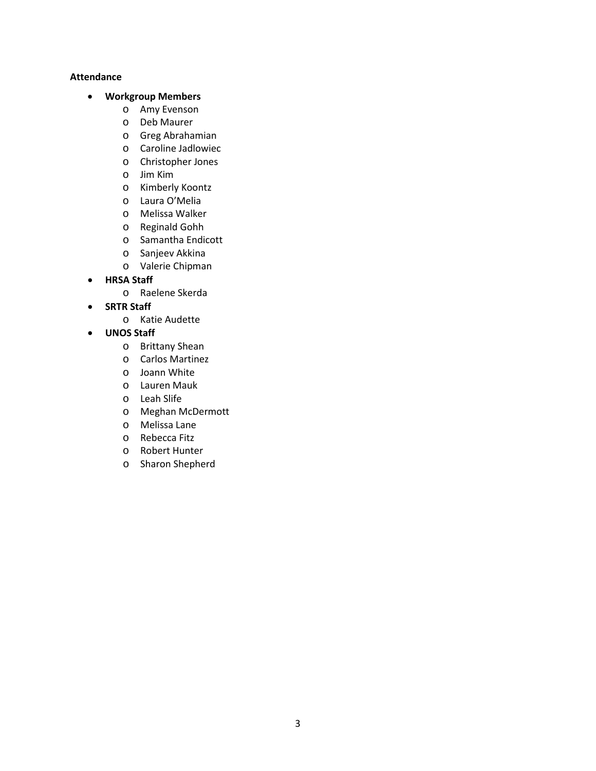**Attendance**

- **Workgroup Members**
  - Amy Evenson
  - Deb Maurer
  - Greg Abrahamian
  - Caroline Jadlowiec
  - Christopher Jones
  - Jim Kim
  - Kimberly Koontz
  - Laura O'Melia
  - Melissa Walker
  - Reginald Gohh
  - Samantha Endicott
  - Sanjeev Akkina
  - Valerie Chipman
- **HRSA Staff**
  - Raelene Skerda
- **SRTR Staff**
  - Katie Audette
- **UNOS Staff**
  - Brittany Shean
  - Carlos Martinez
  - Joann White
  - Lauren Mauk
  - Leah Slife
  - Meghan McDermott
  - Melissa Lane
  - Rebecca Fitz
  - Robert Hunter
  - Sharon Shepherd